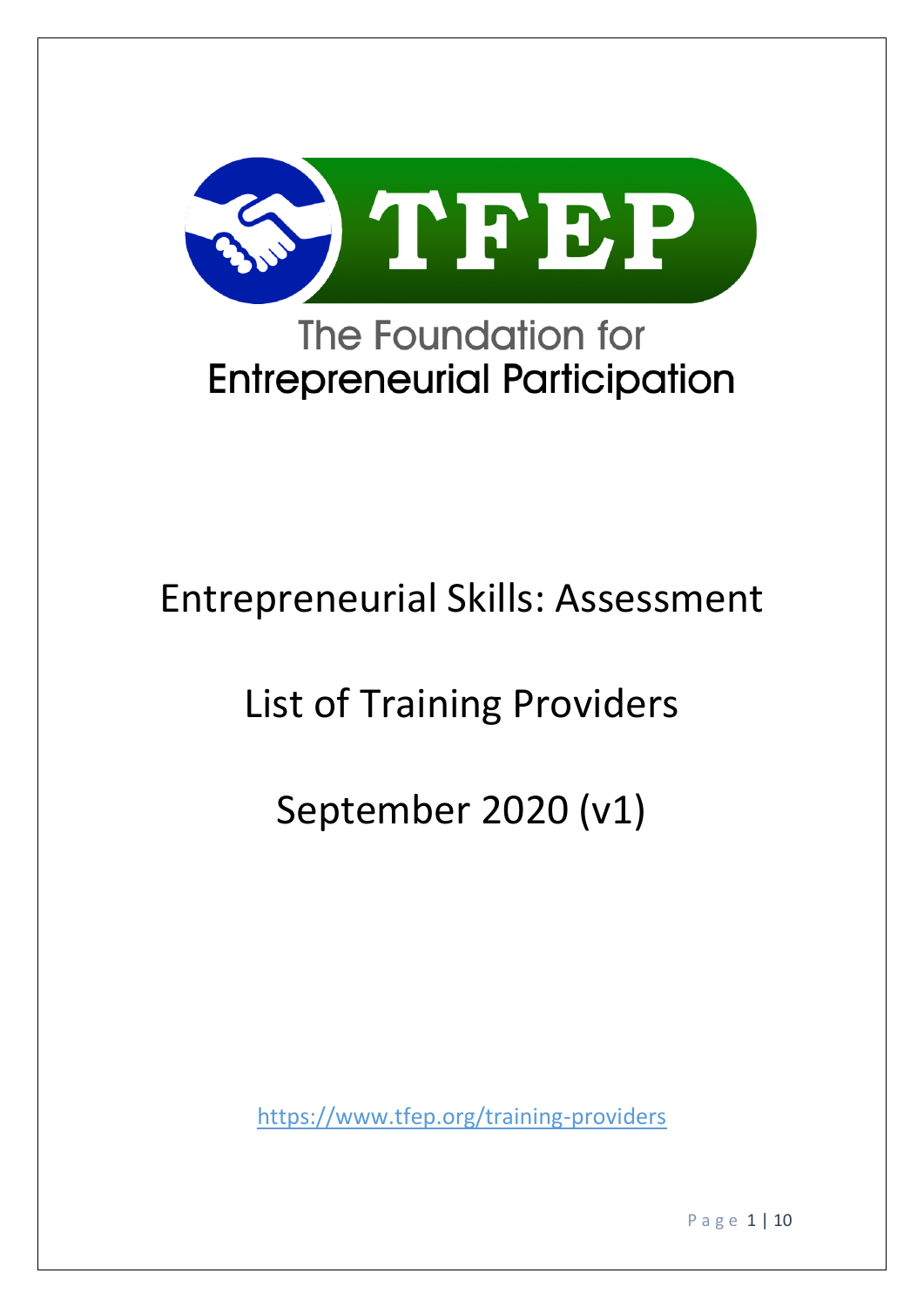TFEP

The Foundation for Entrepreneurial Participation

# Entrepreneurial Skills: Assessment

# List of Training Providers

# September 2020 (v1)

https://www.tfep.org/training-providers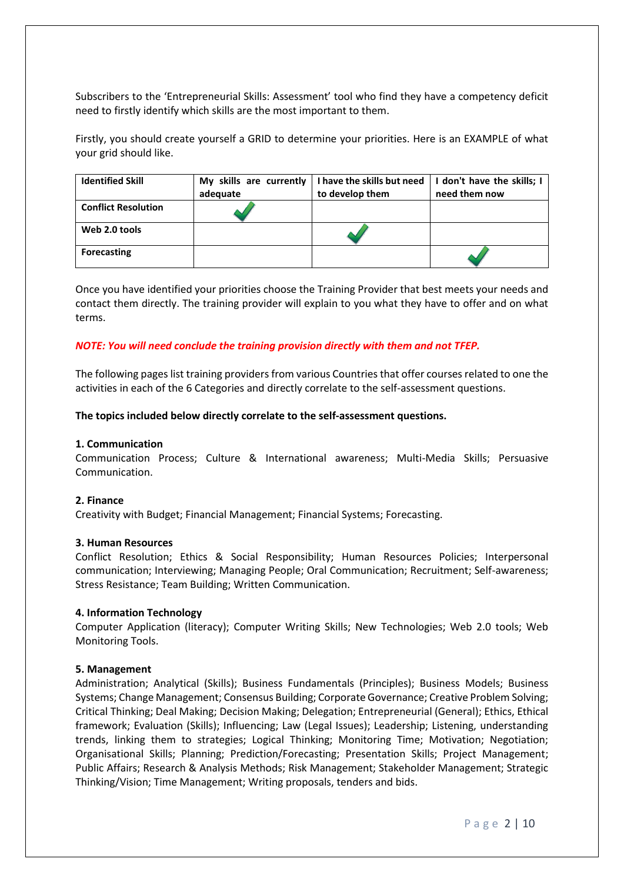Subscribers to the 'Entrepreneurial Skills: Assessment' tool who find they have a competency deficit need to firstly identify which skills are the most important to them.

Firstly, you should create yourself a GRID to determine your priorities. Here is an EXAMPLE of what your grid should like.

| Identified Skill | My skills are currently adequate | I have the skills but need to develop them | I don't have the skills; I need them now |
|---|---|---|---|
| Conflict Resolution | ✓ | | |
| Web 2.0 tools | | ✓ | |
| Forecasting | | | ✓ |

Once you have identified your priorities choose the Training Provider that best meets your needs and contact them directly. The training provider will explain to you what they have to offer and on what terms.

***NOTE: You will need conclude the training provision directly with them and not TFEP.***

The following pages list training providers from various Countries that offer courses related to one the activities in each of the 6 Categories and directly correlate to the self-assessment questions.

**The topics included below directly correlate to the self-assessment questions.**

**1. Communication**
Communication Process; Culture & International awareness; Multi-Media Skills; Persuasive Communication.

**2. Finance**
Creativity with Budget; Financial Management; Financial Systems; Forecasting.

**3. Human Resources**
Conflict Resolution; Ethics & Social Responsibility; Human Resources Policies; Interpersonal communication; Interviewing; Managing People; Oral Communication; Recruitment; Self-awareness; Stress Resistance; Team Building; Written Communication.

**4. Information Technology**
Computer Application (literacy); Computer Writing Skills; New Technologies; Web 2.0 tools; Web Monitoring Tools.

**5. Management**
Administration; Analytical (Skills); Business Fundamentals (Principles); Business Models; Business Systems; Change Management; Consensus Building; Corporate Governance; Creative Problem Solving; Critical Thinking; Deal Making; Decision Making; Delegation; Entrepreneurial (General); Ethics, Ethical framework; Evaluation (Skills); Influencing; Law (Legal Issues); Leadership; Listening, understanding trends, linking them to strategies; Logical Thinking; Monitoring Time; Motivation; Negotiation; Organisational Skills; Planning; Prediction/Forecasting; Presentation Skills; Project Management; Public Affairs; Research & Analysis Methods; Risk Management; Stakeholder Management; Strategic Thinking/Vision; Time Management; Writing proposals, tenders and bids.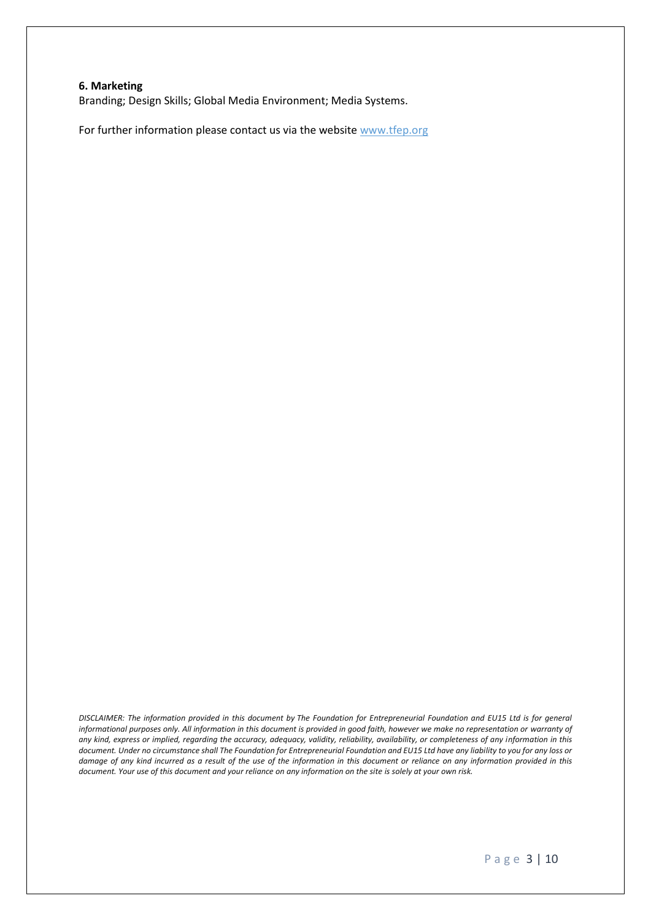**6. Marketing**

Branding; Design Skills; Global Media Environment; Media Systems.

For further information please contact us via the website [www.tfep.org](http://www.tfep.org)

*DISCLAIMER: The information provided in this document by The Foundation for Entrepreneurial Foundation and EU15 Ltd is for general informational purposes only. All information in this document is provided in good faith, however we make no representation or warranty of any kind, express or implied, regarding the accuracy, adequacy, validity, reliability, availability, or completeness of any information in this document. Under no circumstance shall The Foundation for Entrepreneurial Foundation and EU15 Ltd have any liability to you for any loss or damage of any kind incurred as a result of the use of the information in this document or reliance on any information provided in this document. Your use of this document and your reliance on any information on the site is solely at your own risk.*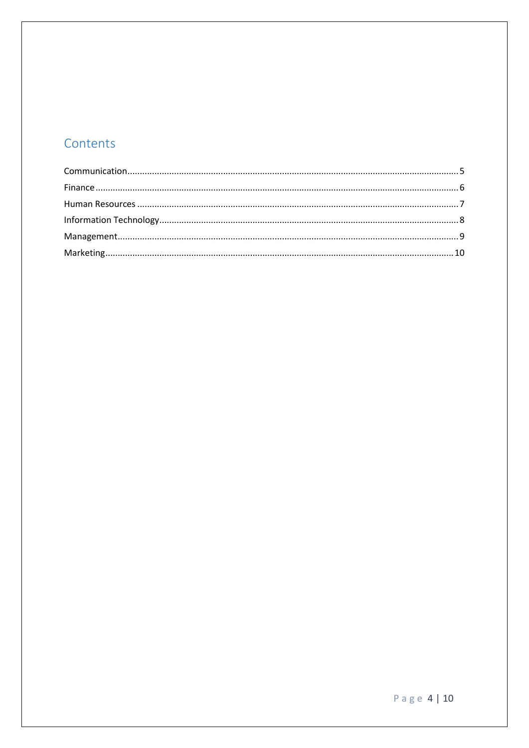# Contents

Communication........................................................................................................................5
Finance....................................................................................................................................6
Human Resources ..................................................................................................................7
Information Technology..........................................................................................................8
Management...........................................................................................................................9
Marketing..............................................................................................................................10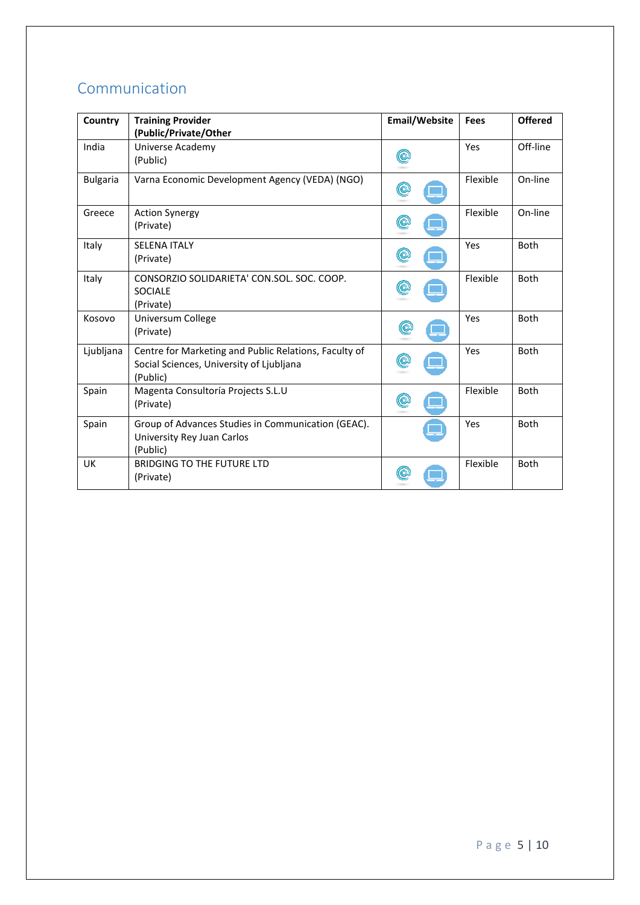## Communication

| Country | Training Provider (Public/Private/Other) | Email/Website | Fees | Offered |
|---|---|---|---|---|
| India | Universe Academy (Public) | | Yes | Off-line |
| Bulgaria | Varna Economic Development Agency (VEDA) (NGO) | | Flexible | On-line |
| Greece | Action Synergy (Private) | | Flexible | On-line |
| Italy | SELENA ITALY (Private) | | Yes | Both |
| Italy | CONSORZIO SOLIDARIETA' CON.SOL. SOC. COOP. SOCIALE (Private) | | Flexible | Both |
| Kosovo | Universum College (Private) | | Yes | Both |
| Ljubljana | Centre for Marketing and Public Relations, Faculty of Social Sciences, University of Ljubljana (Public) | | Yes | Both |
| Spain | Magenta Consultoría Projects S.L.U (Private) | | Flexible | Both |
| Spain | Group of Advances Studies in Communication (GEAC). University Rey Juan Carlos (Public) | | Yes | Both |
| UK | BRIDGING TO THE FUTURE LTD (Private) | | Flexible | Both |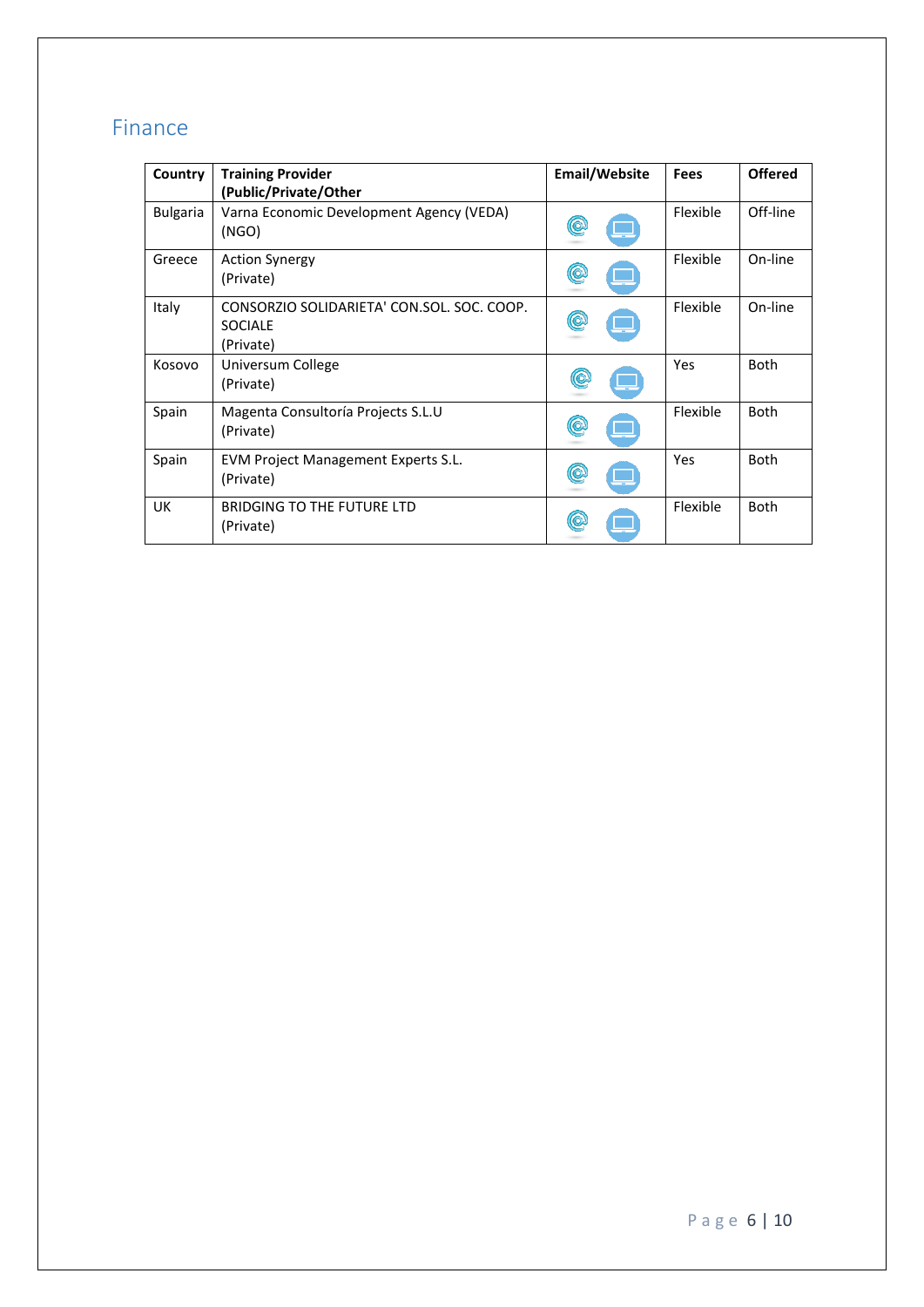## Finance

| Country | Training Provider (Public/Private/Other) | Email/Website | Fees | Offered |
|---|---|---|---|---|
| Bulgaria | Varna Economic Development Agency (VEDA) (NGO) | | Flexible | Off-line |
| Greece | Action Synergy (Private) | | Flexible | On-line |
| Italy | CONSORZIO SOLIDARIETA' CON.SOL. SOC. COOP. SOCIALE (Private) | | Flexible | On-line |
| Kosovo | Universum College (Private) | | Yes | Both |
| Spain | Magenta Consultoría Projects S.L.U (Private) | | Flexible | Both |
| Spain | EVM Project Management Experts S.L. (Private) | | Yes | Both |
| UK | BRIDGING TO THE FUTURE LTD (Private) | | Flexible | Both |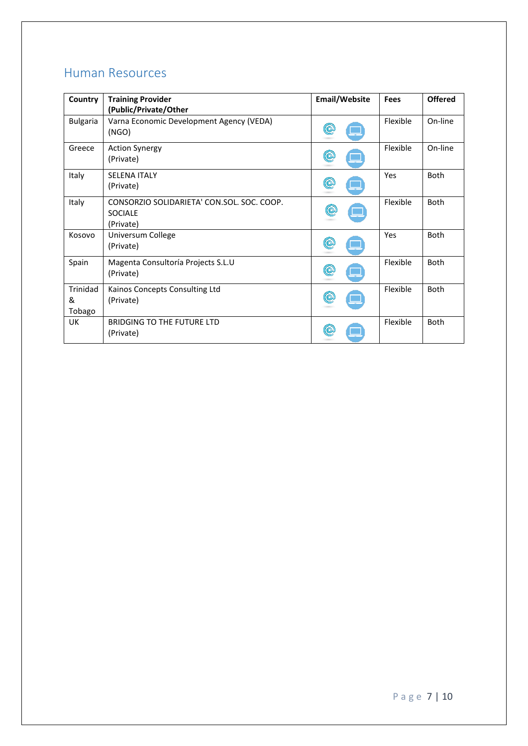## Human Resources

| Country | Training Provider (Public/Private/Other | Email/Website | Fees | Offered |
|---|---|---|---|---|
| Bulgaria | Varna Economic Development Agency (VEDA) (NGO) | | Flexible | On-line |
| Greece | Action Synergy (Private) | | Flexible | On-line |
| Italy | SELENA ITALY (Private) | | Yes | Both |
| Italy | CONSORZIO SOLIDARIETA' CON.SOL. SOC. COOP. SOCIALE (Private) | | Flexible | Both |
| Kosovo | Universum College (Private) | | Yes | Both |
| Spain | Magenta Consultoría Projects S.L.U (Private) | | Flexible | Both |
| Trinidad & Tobago | Kainos Concepts Consulting Ltd (Private) | | Flexible | Both |
| UK | BRIDGING TO THE FUTURE LTD (Private) | | Flexible | Both |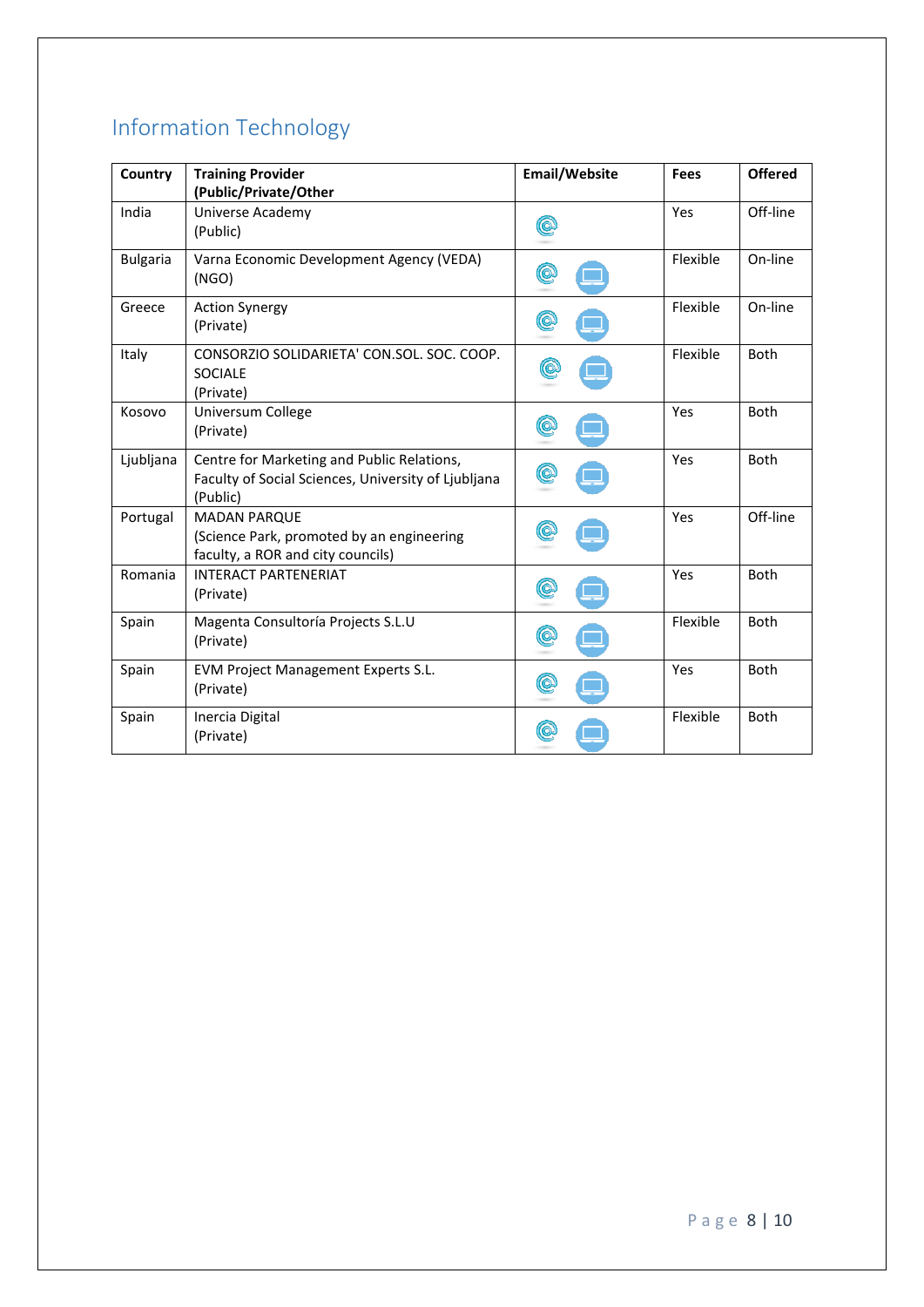## Information Technology

| Country | Training Provider (Public/Private/Other | Email/Website | Fees | Offered |
|---|---|---|---|---|
| India | Universe Academy (Public) | | Yes | Off-line |
| Bulgaria | Varna Economic Development Agency (VEDA) (NGO) | | Flexible | On-line |
| Greece | Action Synergy (Private) | | Flexible | On-line |
| Italy | CONSORZIO SOLIDARIETA' CON.SOL. SOC. COOP. SOCIALE (Private) | | Flexible | Both |
| Kosovo | Universum College (Private) | | Yes | Both |
| Ljubljana | Centre for Marketing and Public Relations, Faculty of Social Sciences, University of Ljubljana (Public) | | Yes | Both |
| Portugal | MADAN PARQUE (Science Park, promoted by an engineering faculty, a ROR and city councils) | | Yes | Off-line |
| Romania | INTERACT PARTENERIAT (Private) | | Yes | Both |
| Spain | Magenta Consultoría Projects S.L.U (Private) | | Flexible | Both |
| Spain | EVM Project Management Experts S.L. (Private) | | Yes | Both |
| Spain | Inercia Digital (Private) | | Flexible | Both |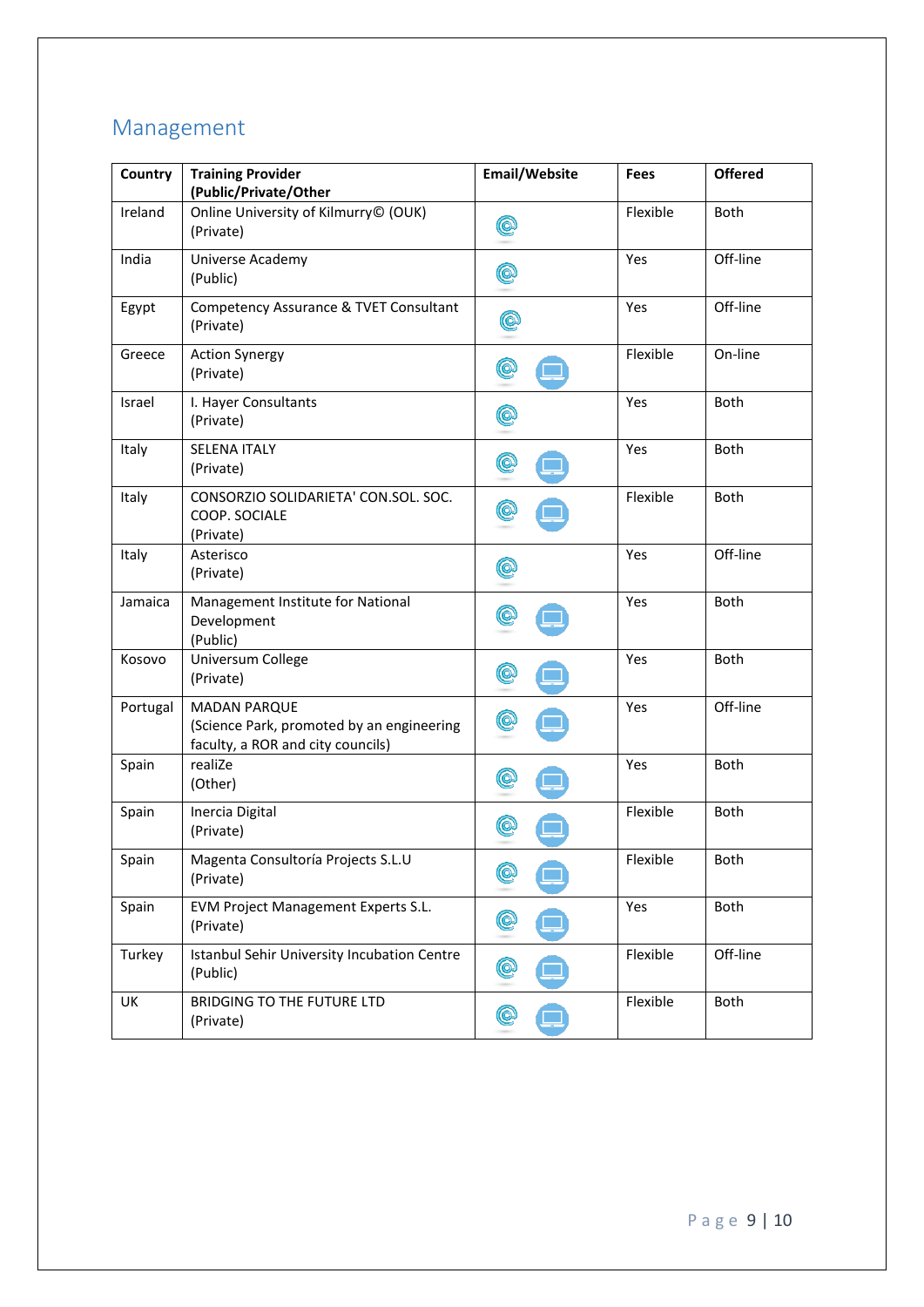## Management

| Country | Training Provider (Public/Private/Other) | Email/Website | Fees | Offered |
|---|---|---|---|---|
| Ireland | Online University of Kilmurry© (OUK) (Private) | | Flexible | Both |
| India | Universe Academy (Public) | | Yes | Off-line |
| Egypt | Competency Assurance & TVET Consultant (Private) | | Yes | Off-line |
| Greece | Action Synergy (Private) | | Flexible | On-line |
| Israel | I. Hayer Consultants (Private) | | Yes | Both |
| Italy | SELENA ITALY (Private) | | Yes | Both |
| Italy | CONSORZIO SOLIDARIETA' CON.SOL. SOC. COOP. SOCIALE (Private) | | Flexible | Both |
| Italy | Asterisco (Private) | | Yes | Off-line |
| Jamaica | Management Institute for National Development (Public) | | Yes | Both |
| Kosovo | Universum College (Private) | | Yes | Both |
| Portugal | MADAN PARQUE (Science Park, promoted by an engineering faculty, a ROR and city councils) | | Yes | Off-line |
| Spain | realiZe (Other) | | Yes | Both |
| Spain | Inercia Digital (Private) | | Flexible | Both |
| Spain | Magenta Consultoría Projects S.L.U (Private) | | Flexible | Both |
| Spain | EVM Project Management Experts S.L. (Private) | | Yes | Both |
| Turkey | Istanbul Sehir University Incubation Centre (Public) | | Flexible | Off-line |
| UK | BRIDGING TO THE FUTURE LTD (Private) | | Flexible | Both |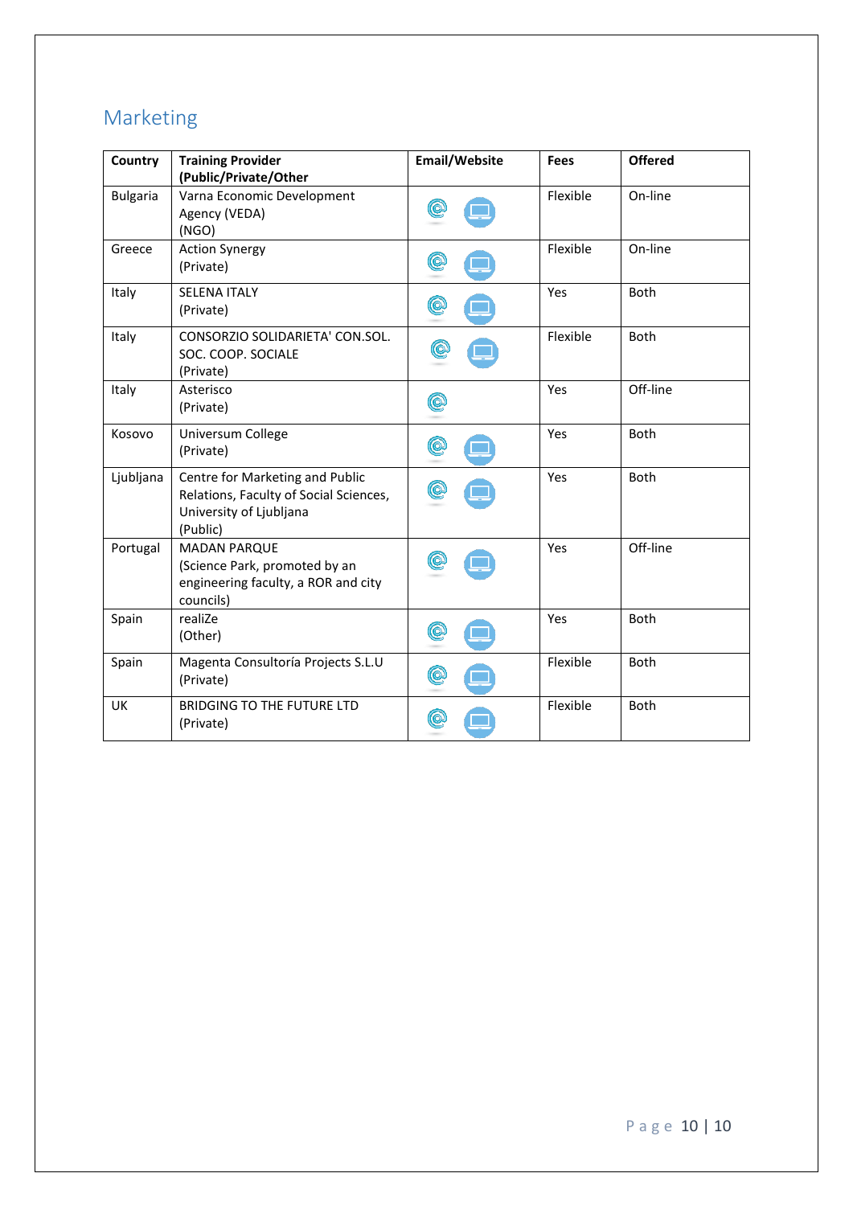## Marketing

| Country | Training Provider (Public/Private/Other | Email/Website | Fees | Offered |
|---|---|---|---|---|
| Bulgaria | Varna Economic Development Agency (VEDA) (NGO) | | Flexible | On-line |
| Greece | Action Synergy (Private) | | Flexible | On-line |
| Italy | SELENA ITALY (Private) | | Yes | Both |
| Italy | CONSORZIO SOLIDARIETA' CON.SOL. SOC. COOP. SOCIALE (Private) | | Flexible | Both |
| Italy | Asterisco (Private) | | Yes | Off-line |
| Kosovo | Universum College (Private) | | Yes | Both |
| Ljubljana | Centre for Marketing and Public Relations, Faculty of Social Sciences, University of Ljubljana (Public) | | Yes | Both |
| Portugal | MADAN PARQUE (Science Park, promoted by an engineering faculty, a ROR and city councils) | | Yes | Off-line |
| Spain | realiZe (Other) | | Yes | Both |
| Spain | Magenta Consultoría Projects S.L.U (Private) | | Flexible | Both |
| UK | BRIDGING TO THE FUTURE LTD (Private) | | Flexible | Both |